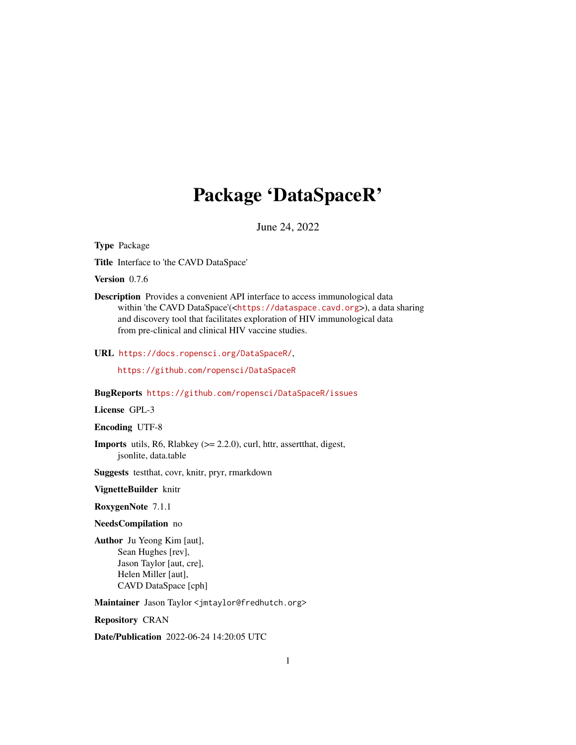# Package 'DataSpaceR'

June 24, 2022

**Type** Package

**Title** Interface to 'the CAVD DataSpace'

**Version** 0.7.6

**Description** Provides a convenient API interface to access immunological data within 'the CAVD DataSpace'(<https://dataspace.cavd.org>), a data sharing and discovery tool that facilitates exploration of HIV immunological data from pre-clinical and clinical HIV vaccine studies.

**URL** https://docs.ropensci.org/DataSpaceR/,

https://github.com/ropensci/DataSpaceR

**BugReports** https://github.com/ropensci/DataSpaceR/issues

**License** GPL-3

**Encoding** UTF-8

**Imports** utils, R6, Rlabkey (>= 2.2.0), curl, httr, assertthat, digest, jsonlite, data.table

**Suggests** testthat, covr, knitr, pryr, rmarkdown

**VignetteBuilder** knitr

**RoxygenNote** 7.1.1

**NeedsCompilation** no

**Author** Ju Yeong Kim [aut],
Sean Hughes [rev],
Jason Taylor [aut, cre],
Helen Miller [aut],
CAVD DataSpace [cph]

**Maintainer** Jason Taylor <jmtaylor@fredhutch.org>

**Repository** CRAN

**Date/Publication** 2022-06-24 14:20:05 UTC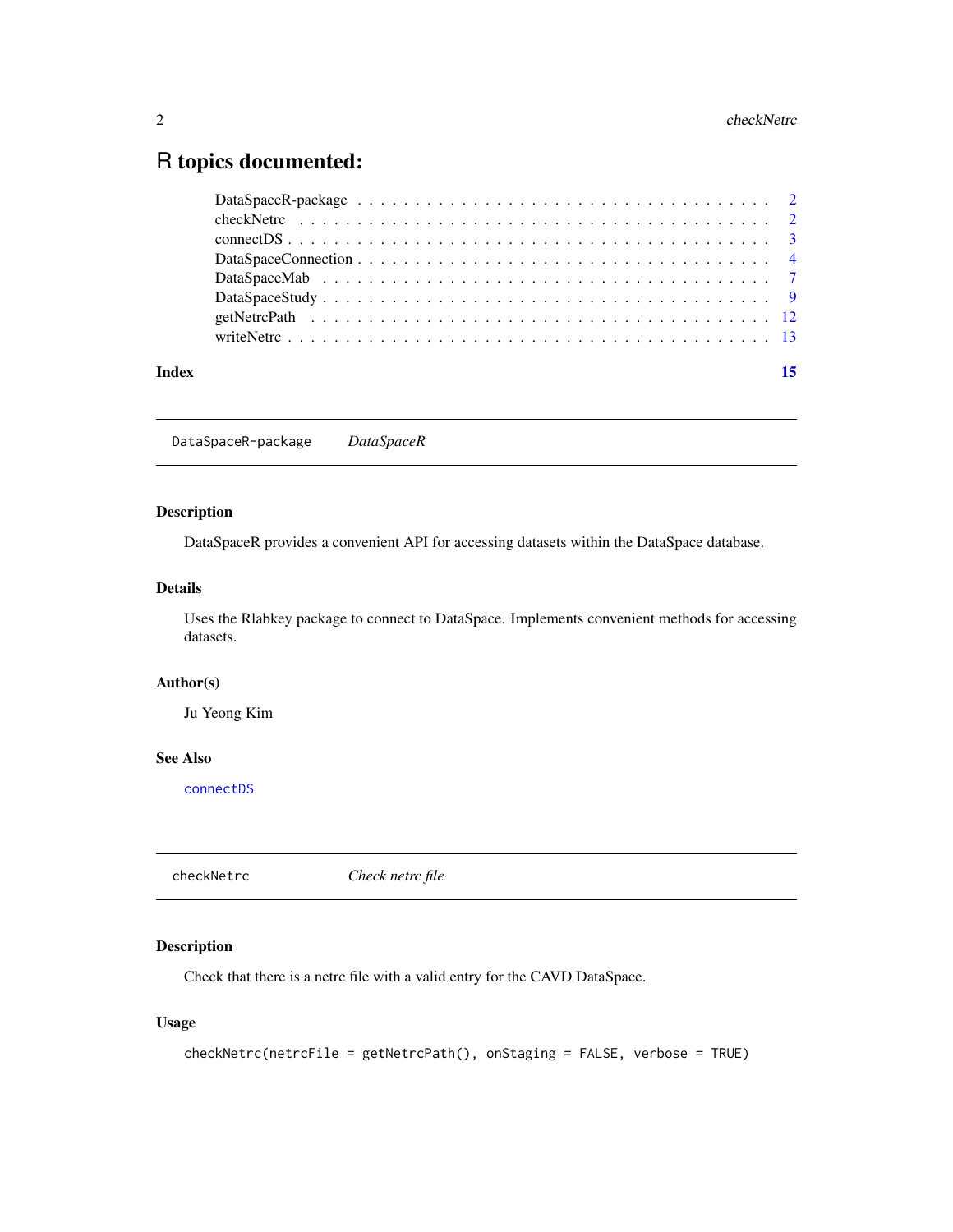# R topics documented:

- DataSpaceR-package . . . . . . . . . . . . . . . . . . . . . . . . . . . . . . . . . 2
- checkNetrc . . . . . . . . . . . . . . . . . . . . . . . . . . . . . . . . . . . . . . 2
- connectDS . . . . . . . . . . . . . . . . . . . . . . . . . . . . . . . . . . . . . . 3
- DataSpaceConnection . . . . . . . . . . . . . . . . . . . . . . . . . . . . . . . . 4
- DataSpaceMab . . . . . . . . . . . . . . . . . . . . . . . . . . . . . . . . . . . . 7
- DataSpaceStudy . . . . . . . . . . . . . . . . . . . . . . . . . . . . . . . . . . . 9
- getNetrcPath . . . . . . . . . . . . . . . . . . . . . . . . . . . . . . . . . . . . 12
- writeNetrc . . . . . . . . . . . . . . . . . . . . . . . . . . . . . . . . . . . . . 13

**Index** 15

---

## `DataSpaceR-package` *DataSpaceR*

### Description

DataSpaceR provides a convenient API for accessing datasets within the DataSpace database.

### Details

Uses the Rlabkey package to connect to DataSpace. Implements convenient methods for accessing datasets.

### Author(s)

Ju Yeong Kim

### See Also

`connectDS`

---

## `checkNetrc` *Check netrc file*

### Description

Check that there is a netrc file with a valid entry for the CAVD DataSpace.

### Usage

```
checkNetrc(netrcFile = getNetrcPath(), onStaging = FALSE, verbose = TRUE)
```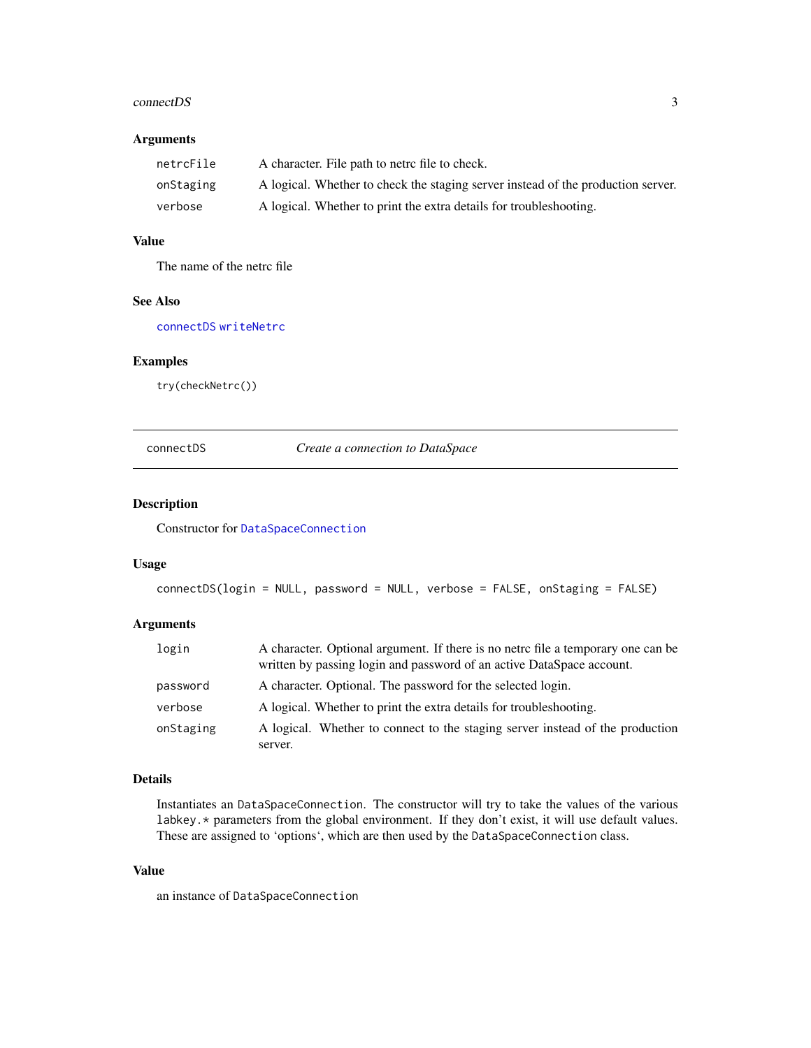## Arguments

| | |
|---|---|
| `netrcFile` | A character. File path to netrc file to check. |
| `onStaging` | A logical. Whether to check the staging server instead of the production server. |
| `verbose` | A logical. Whether to print the extra details for troubleshooting. |

## Value

The name of the netrc file

## See Also

`connectDS` `writeNetrc`

## Examples

```
try(checkNetrc())
```

---

# connectDS *Create a connection to DataSpace*

---

## Description

Constructor for `DataSpaceConnection`

## Usage

```
connectDS(login = NULL, password = NULL, verbose = FALSE, onStaging = FALSE)
```

## Arguments

| | |
|---|---|
| `login` | A character. Optional argument. If there is no netrc file a temporary one can be written by passing login and password of an active DataSpace account. |
| `password` | A character. Optional. The password for the selected login. |
| `verbose` | A logical. Whether to print the extra details for troubleshooting. |
| `onStaging` | A logical. Whether to connect to the staging server instead of the production server. |

## Details

Instantiates an `DataSpaceConnection`. The constructor will try to take the values of the various `labkey.*` parameters from the global environment. If they don't exist, it will use default values. These are assigned to 'options', which are then used by the `DataSpaceConnection` class.

## Value

an instance of `DataSpaceConnection`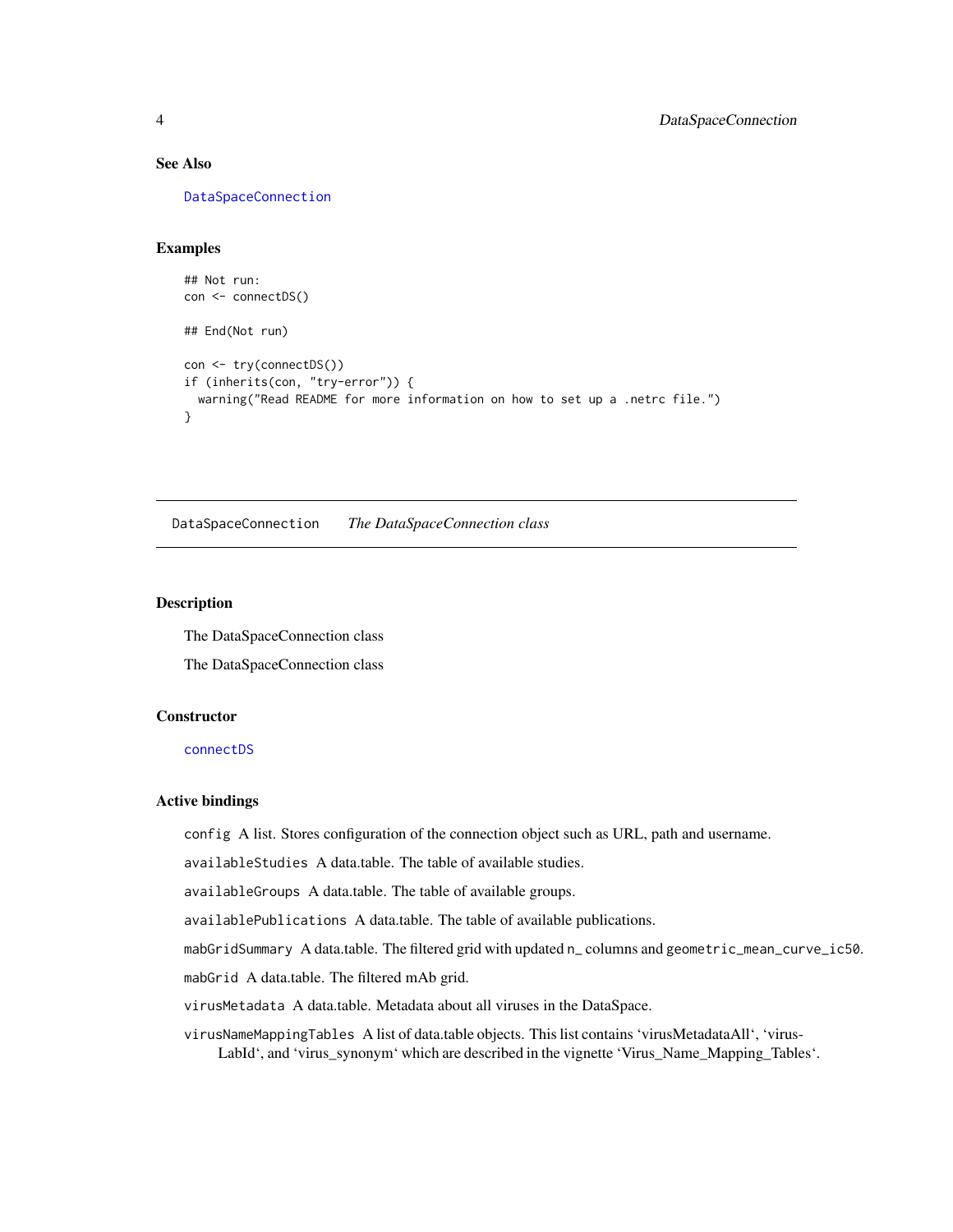### See Also

DataSpaceConnection

### Examples

```
## Not run:
con <- connectDS()

## End(Not run)

con <- try(connectDS())
if (inherits(con, "try-error")) {
  warning("Read README for more information on how to set up a .netrc file.")
}
```

---

## DataSpaceConnection *The DataSpaceConnection class*

---

### Description

The DataSpaceConnection class

The DataSpaceConnection class

### Constructor

connectDS

### Active bindings

`config` A list. Stores configuration of the connection object such as URL, path and username.

`availableStudies` A data.table. The table of available studies.

`availableGroups` A data.table. The table of available groups.

`availablePublications` A data.table. The table of available publications.

`mabGridSummary` A data.table. The filtered grid with updated `n_` columns and `geometric_mean_curve_ic50`.

`mabGrid` A data.table. The filtered mAb grid.

`virusMetadata` A data.table. Metadata about all viruses in the DataSpace.

`virusNameMappingTables` A list of data.table objects. This list contains 'virusMetadataAll', 'virusLabId', and 'virus_synonym' which are described in the vignette 'Virus_Name_Mapping_Tables'.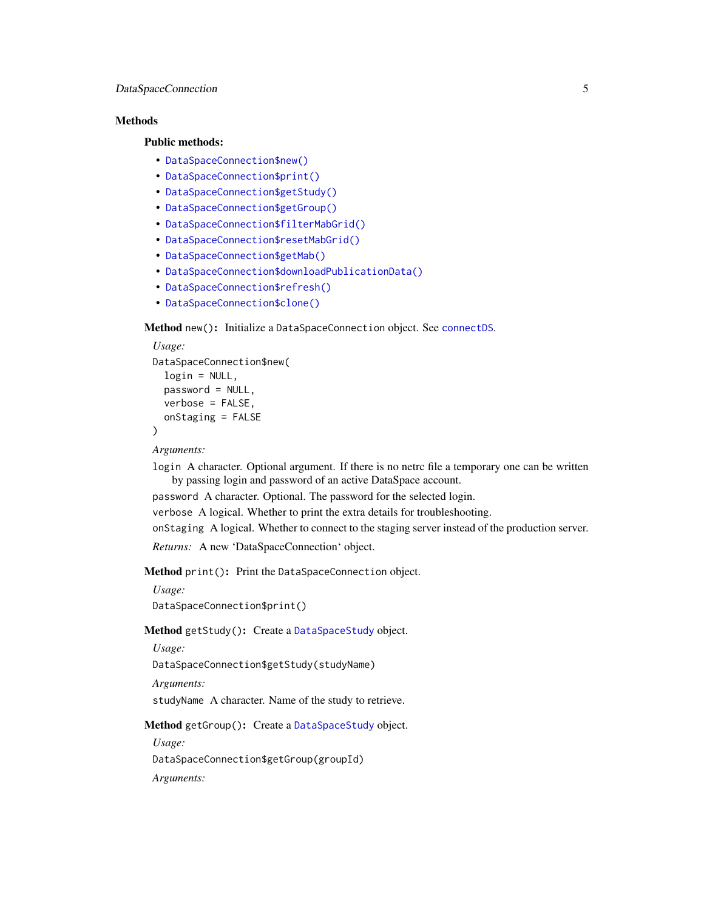### Methods

#### Public methods:

- `DataSpaceConnection$new()`
- `DataSpaceConnection$print()`
- `DataSpaceConnection$getStudy()`
- `DataSpaceConnection$getGroup()`
- `DataSpaceConnection$filterMabGrid()`
- `DataSpaceConnection$resetMabGrid()`
- `DataSpaceConnection$getMab()`
- `DataSpaceConnection$downloadPublicationData()`
- `DataSpaceConnection$refresh()`
- `DataSpaceConnection$clone()`

**Method** `new()`**:** Initialize a `DataSpaceConnection` object. See `connectDS`.

*Usage:*

```
DataSpaceConnection$new(
  login = NULL,
  password = NULL,
  verbose = FALSE,
  onStaging = FALSE
)
```

*Arguments:*

`login` A character. Optional argument. If there is no netrc file a temporary one can be written by passing login and password of an active DataSpace account.

`password` A character. Optional. The password for the selected login.

`verbose` A logical. Whether to print the extra details for troubleshooting.

`onStaging` A logical. Whether to connect to the staging server instead of the production server.

*Returns:* A new ‘DataSpaceConnection‘ object.

**Method** `print()`**:** Print the `DataSpaceConnection` object.

*Usage:*

```
DataSpaceConnection$print()
```

**Method** `getStudy()`**:** Create a `DataSpaceStudy` object.

*Usage:*

```
DataSpaceConnection$getStudy(studyName)
```

*Arguments:*

`studyName` A character. Name of the study to retrieve.

**Method** `getGroup()`**:** Create a `DataSpaceStudy` object.

*Usage:*

```
DataSpaceConnection$getGroup(groupId)
```

*Arguments:*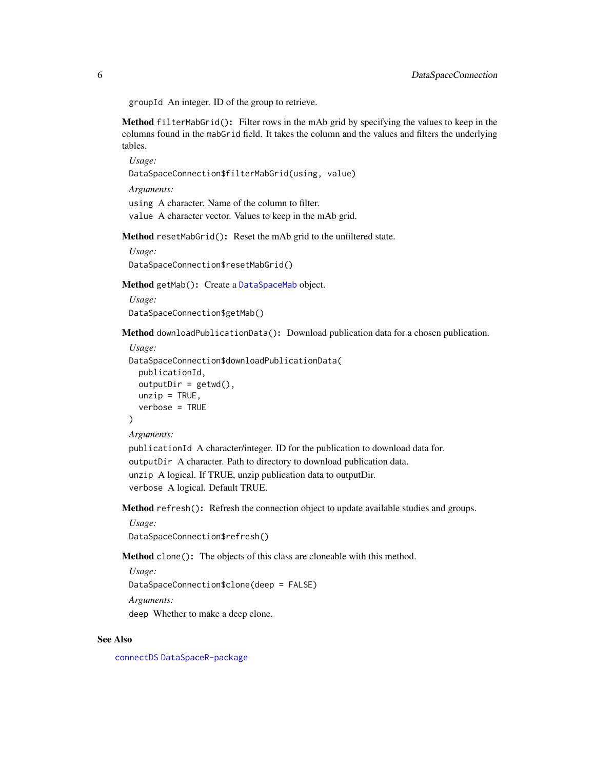groupId An integer. ID of the group to retrieve.

**Method** `filterMabGrid()`**:** Filter rows in the mAb grid by specifying the values to keep in the columns found in the `mabGrid` field. It takes the column and the values and filters the underlying tables.

*Usage:*

```
DataSpaceConnection$filterMabGrid(using, value)
```

*Arguments:*

`using` A character. Name of the column to filter.

`value` A character vector. Values to keep in the mAb grid.

**Method** `resetMabGrid()`**:** Reset the mAb grid to the unfiltered state.

*Usage:*

```
DataSpaceConnection$resetMabGrid()
```

**Method** `getMab()`**:** Create a `DataSpaceMab` object.

*Usage:*

```
DataSpaceConnection$getMab()
```

**Method** `downloadPublicationData()`**:** Download publication data for a chosen publication.

*Usage:*

```
DataSpaceConnection$downloadPublicationData(
  publicationId,
  outputDir = getwd(),
  unzip = TRUE,
  verbose = TRUE
)
```

*Arguments:*

`publicationId` A character/integer. ID for the publication to download data for.

`outputDir` A character. Path to directory to download publication data.

`unzip` A logical. If TRUE, unzip publication data to outputDir.

`verbose` A logical. Default TRUE.

**Method** `refresh()`**:** Refresh the connection object to update available studies and groups.

*Usage:*

```
DataSpaceConnection$refresh()
```

**Method** `clone()`**:** The objects of this class are cloneable with this method.

*Usage:*

```
DataSpaceConnection$clone(deep = FALSE)
```

*Arguments:*

`deep` Whether to make a deep clone.

## See Also

`connectDS` `DataSpaceR-package`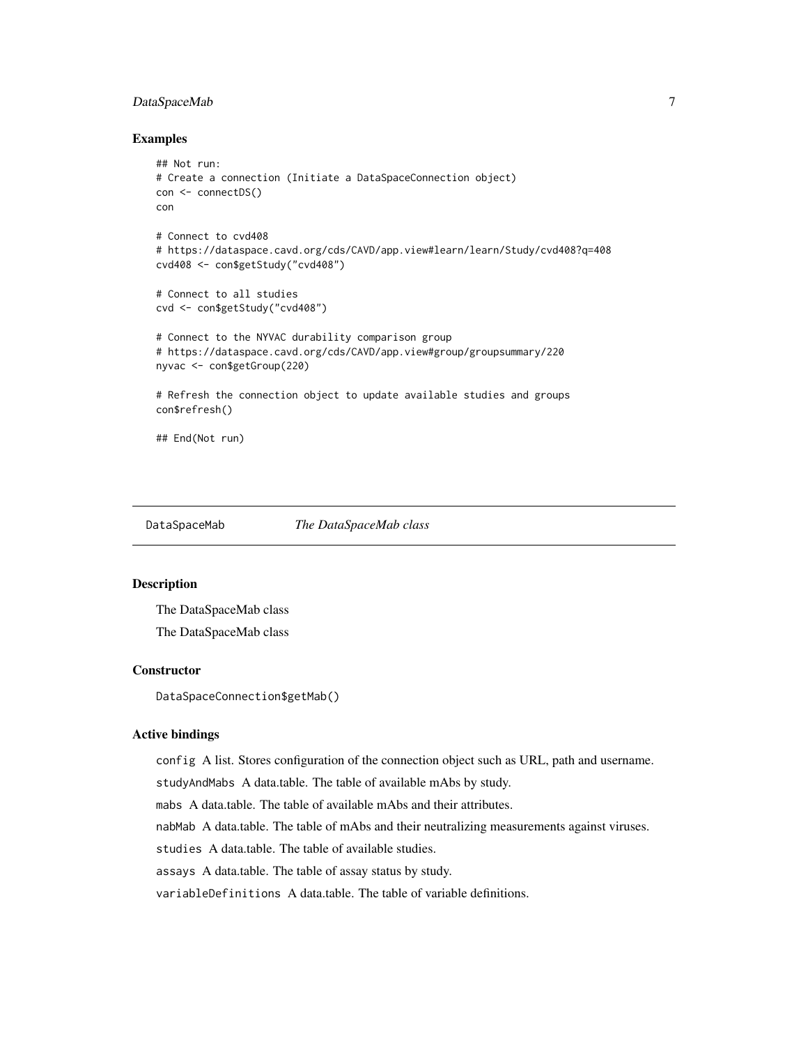## Examples

```
## Not run:
# Create a connection (Initiate a DataSpaceConnection object)
con <- connectDS()
con

# Connect to cvd408
# https://dataspace.cavd.org/cds/CAVD/app.view#learn/learn/Study/cvd408?q=408
cvd408 <- con$getStudy("cvd408")

# Connect to all studies
cvd <- con$getStudy("cvd408")

# Connect to the NYVAC durability comparison group
# https://dataspace.cavd.org/cds/CAVD/app.view#group/groupsummary/220
nyvac <- con$getGroup(220)

# Refresh the connection object to update available studies and groups
con$refresh()

## End(Not run)
```

---

`DataSpaceMab` *The DataSpaceMab class*

---

## Description

The DataSpaceMab class

The DataSpaceMab class

## Constructor

`DataSpaceConnection$getMab()`

## Active bindings

`config` A list. Stores configuration of the connection object such as URL, path and username.

`studyAndMabs` A data.table. The table of available mAbs by study.

`mabs` A data.table. The table of available mAbs and their attributes.

`nabMab` A data.table. The table of mAbs and their neutralizing measurements against viruses.

`studies` A data.table. The table of available studies.

`assays` A data.table. The table of assay status by study.

`variableDefinitions` A data.table. The table of variable definitions.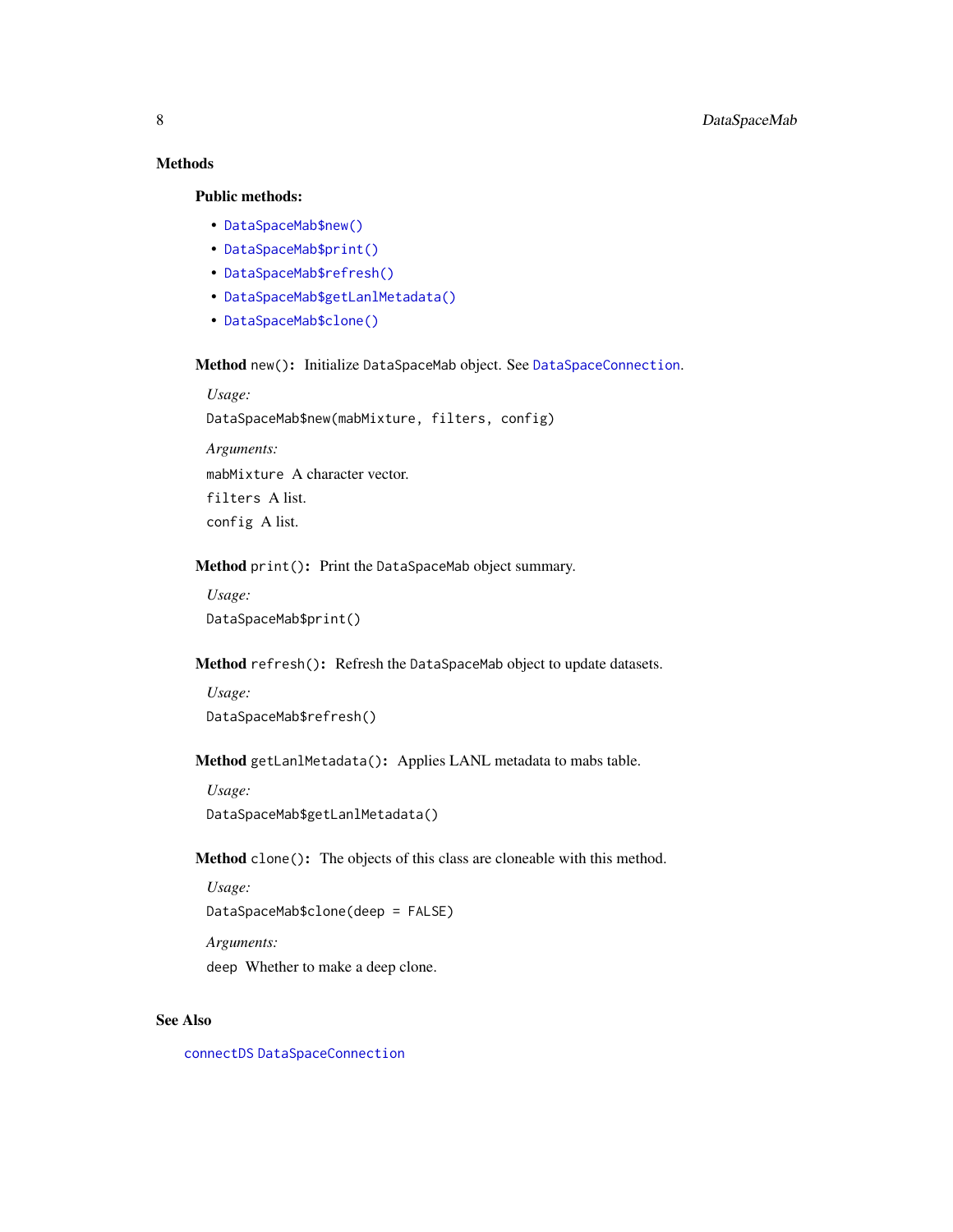## Methods

### Public methods:

- `DataSpaceMab$new()`
- `DataSpaceMab$print()`
- `DataSpaceMab$refresh()`
- `DataSpaceMab$getLanlMetadata()`
- `DataSpaceMab$clone()`

**Method** `new()`**:** Initialize `DataSpaceMab` object. See `DataSpaceConnection`.

*Usage:*

```
DataSpaceMab$new(mabMixture, filters, config)
```

*Arguments:*

`mabMixture` A character vector.

`filters` A list.

`config` A list.

**Method** `print()`**:** Print the `DataSpaceMab` object summary.

*Usage:*

```
DataSpaceMab$print()
```

**Method** `refresh()`**:** Refresh the `DataSpaceMab` object to update datasets.

*Usage:*

```
DataSpaceMab$refresh()
```

**Method** `getLanlMetadata()`**:** Applies LANL metadata to mabs table.

*Usage:*

```
DataSpaceMab$getLanlMetadata()
```

**Method** `clone()`**:** The objects of this class are cloneable with this method.

*Usage:*

```
DataSpaceMab$clone(deep = FALSE)
```

*Arguments:*

`deep` Whether to make a deep clone.

## See Also

`connectDS` `DataSpaceConnection`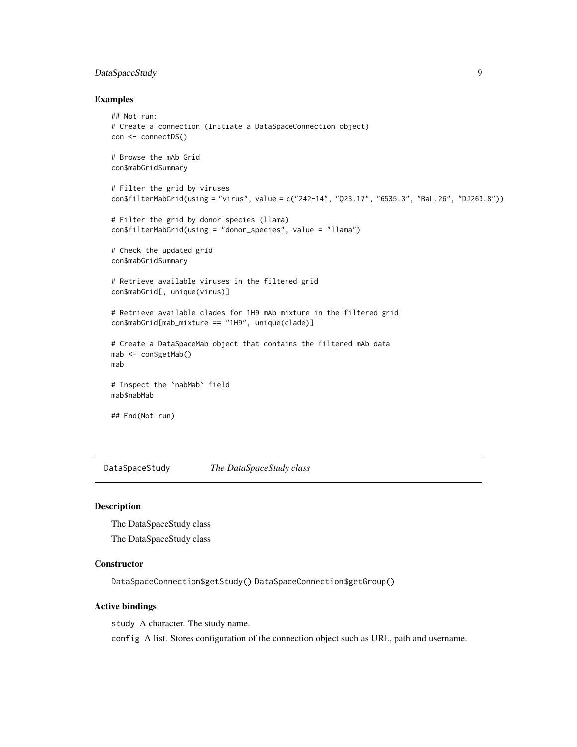### Examples

```
## Not run:
# Create a connection (Initiate a DataSpaceConnection object)
con <- connectDS()

# Browse the mAb Grid
con$mabGridSummary

# Filter the grid by viruses
con$filterMabGrid(using = "virus", value = c("242-14", "Q23.17", "6535.3", "BaL.26", "DJ263.8"))

# Filter the grid by donor species (llama)
con$filterMabGrid(using = "donor_species", value = "llama")

# Check the updated grid
con$mabGridSummary

# Retrieve available viruses in the filtered grid
con$mabGrid[, unique(virus)]

# Retrieve available clades for 1H9 mAb mixture in the filtered grid
con$mabGrid[mab_mixture == "1H9", unique(clade)]

# Create a DataSpaceMab object that contains the filtered mAb data
mab <- con$getMab()
mab

# Inspect the `nabMab` field
mab$nabMab

## End(Not run)
```

---

## DataSpaceStudy — *The DataSpaceStudy class*

### Description

The DataSpaceStudy class

The DataSpaceStudy class

### Constructor

`DataSpaceConnection$getStudy()` `DataSpaceConnection$getGroup()`

### Active bindings

`study` A character. The study name.

`config` A list. Stores configuration of the connection object such as URL, path and username.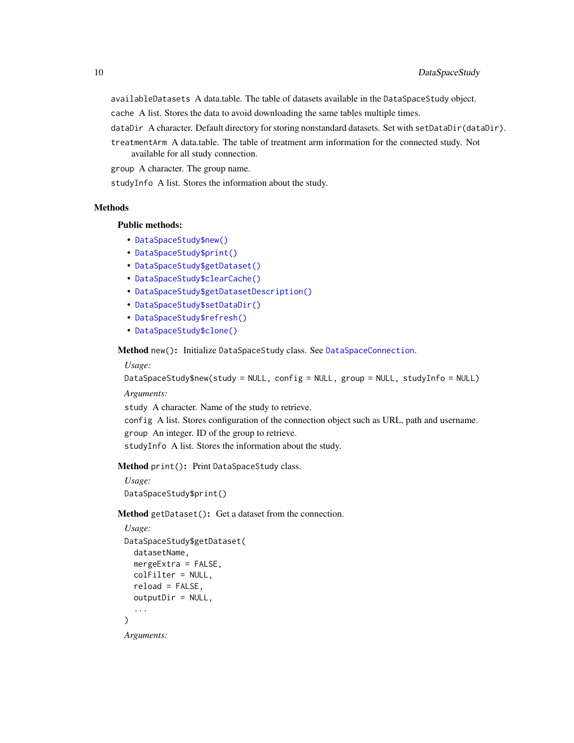`availableDatasets` A data.table. The table of datasets available in the `DataSpaceStudy` object.

`cache` A list. Stores the data to avoid downloading the same tables multiple times.

`dataDir` A character. Default directory for storing nonstandard datasets. Set with `setDataDir(dataDir)`.

`treatmentArm` A data.table. The table of treatment arm information for the connected study. Not available for all study connection.

`group` A character. The group name.

`studyInfo` A list. Stores the information about the study.

## Methods

### Public methods:

- `DataSpaceStudy$new()`
- `DataSpaceStudy$print()`
- `DataSpaceStudy$getDataset()`
- `DataSpaceStudy$clearCache()`
- `DataSpaceStudy$getDatasetDescription()`
- `DataSpaceStudy$setDataDir()`
- `DataSpaceStudy$refresh()`
- `DataSpaceStudy$clone()`

**Method** `new()`**:** Initialize `DataSpaceStudy` class. See `DataSpaceConnection`.

*Usage:*

```
DataSpaceStudy$new(study = NULL, config = NULL, group = NULL, studyInfo = NULL)
```

*Arguments:*

`study` A character. Name of the study to retrieve.

`config` A list. Stores configuration of the connection object such as URL, path and username.

`group` An integer. ID of the group to retrieve.

`studyInfo` A list. Stores the information about the study.

**Method** `print()`**:** Print `DataSpaceStudy` class.

*Usage:*

```
DataSpaceStudy$print()
```

**Method** `getDataset()`**:** Get a dataset from the connection.

*Usage:*

```
DataSpaceStudy$getDataset(
  datasetName,
  mergeExtra = FALSE,
  colFilter = NULL,
  reload = FALSE,
  outputDir = NULL,
  ...
)
```

*Arguments:*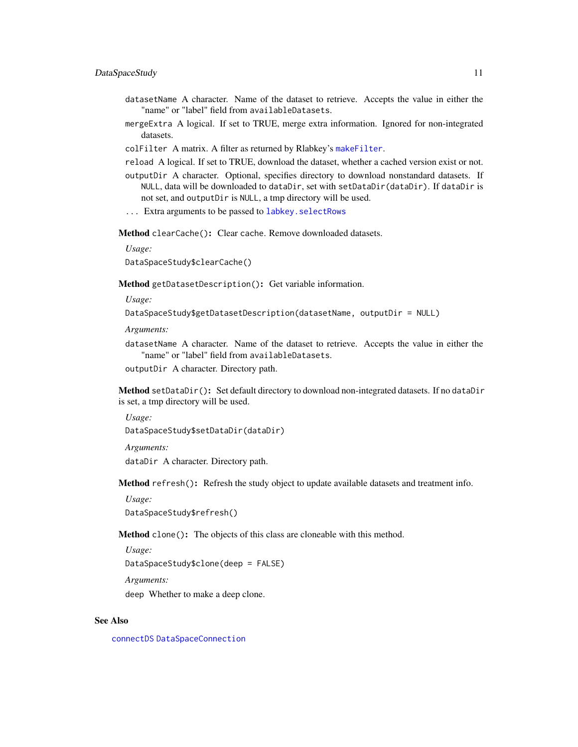`datasetName` A character. Name of the dataset to retrieve. Accepts the value in either the "name" or "label" field from `availableDatasets`.

`mergeExtra` A logical. If set to TRUE, merge extra information. Ignored for non-integrated datasets.

`colFilter` A matrix. A filter as returned by Rlabkey's `makeFilter`.

`reload` A logical. If set to TRUE, download the dataset, whether a cached version exist or not.

`outputDir` A character. Optional, specifies directory to download nonstandard datasets. If `NULL`, data will be downloaded to `dataDir`, set with `setDataDir(dataDir)`. If `dataDir` is not set, and `outputDir` is `NULL`, a tmp directory will be used.

`...` Extra arguments to be passed to `labkey.selectRows`

**Method** `clearCache()`**:** Clear cache. Remove downloaded datasets.

*Usage:*

```
DataSpaceStudy$clearCache()
```

**Method** `getDatasetDescription()`**:** Get variable information.

*Usage:*

```
DataSpaceStudy$getDatasetDescription(datasetName, outputDir = NULL)
```

*Arguments:*

`datasetName` A character. Name of the dataset to retrieve. Accepts the value in either the "name" or "label" field from `availableDatasets`.

`outputDir` A character. Directory path.

**Method** `setDataDir()`**:** Set default directory to download non-integrated datasets. If no `dataDir` is set, a tmp directory will be used.

*Usage:*

```
DataSpaceStudy$setDataDir(dataDir)
```

*Arguments:*

`dataDir` A character. Directory path.

**Method** `refresh()`**:** Refresh the study object to update available datasets and treatment info.

*Usage:*

```
DataSpaceStudy$refresh()
```

**Method** `clone()`**:** The objects of this class are cloneable with this method.

*Usage:*

```
DataSpaceStudy$clone(deep = FALSE)
```

*Arguments:*

`deep` Whether to make a deep clone.

## See Also

`connectDS` `DataSpaceConnection`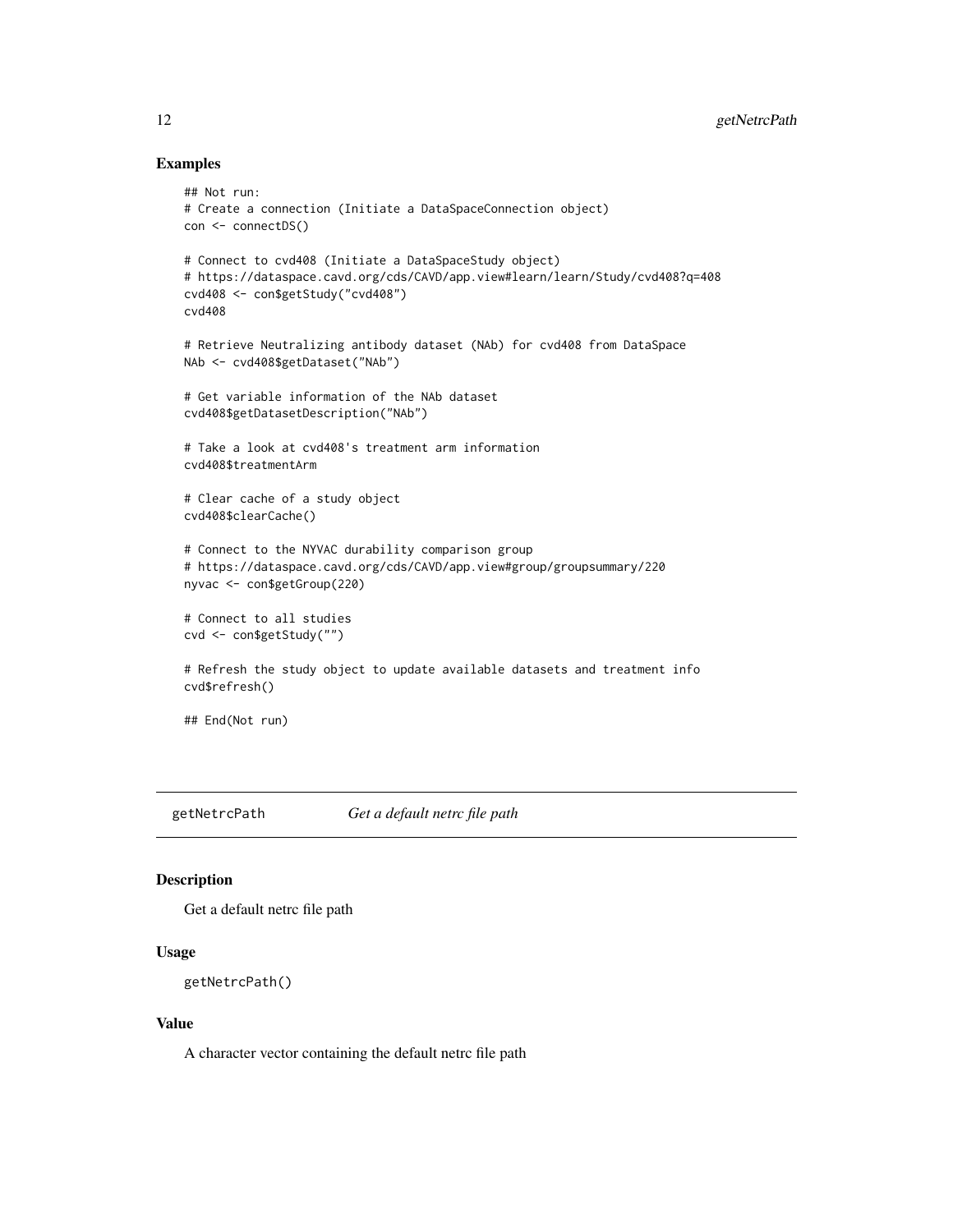## Examples

```
## Not run:
# Create a connection (Initiate a DataSpaceConnection object)
con <- connectDS()

# Connect to cvd408 (Initiate a DataSpaceStudy object)
# https://dataspace.cavd.org/cds/CAVD/app.view#learn/learn/Study/cvd408?q=408
cvd408 <- con$getStudy("cvd408")
cvd408

# Retrieve Neutralizing antibody dataset (NAb) for cvd408 from DataSpace
NAb <- cvd408$getDataset("NAb")

# Get variable information of the NAb dataset
cvd408$getDatasetDescription("NAb")

# Take a look at cvd408's treatment arm information
cvd408$treatmentArm

# Clear cache of a study object
cvd408$clearCache()

# Connect to the NYVAC durability comparison group
# https://dataspace.cavd.org/cds/CAVD/app.view#group/groupsummary/220
nyvac <- con$getGroup(220)

# Connect to all studies
cvd <- con$getStudy("")

# Refresh the study object to update available datasets and treatment info
cvd$refresh()

## End(Not run)
```

# getNetrcPath *Get a default netrc file path*

## Description

Get a default netrc file path

## Usage

```
getNetrcPath()
```

## Value

A character vector containing the default netrc file path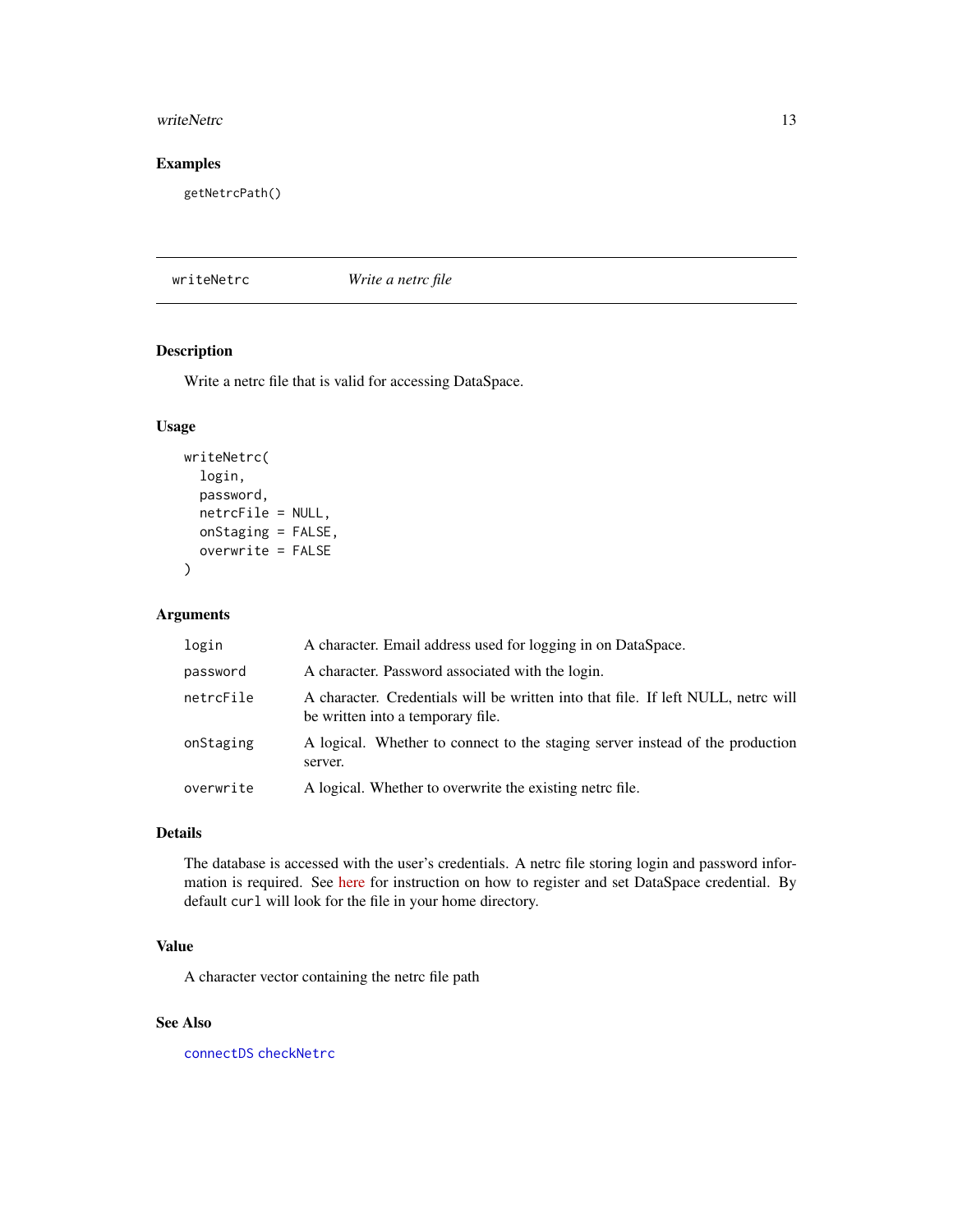## Examples

```
getNetrcPath()
```

---

## writeNetrc — *Write a netrc file*

### Description

Write a netrc file that is valid for accessing DataSpace.

### Usage

```
writeNetrc(
  login,
  password,
  netrcFile = NULL,
  onStaging = FALSE,
  overwrite = FALSE
)
```

### Arguments

| | |
|---|---|
| `login` | A character. Email address used for logging in on DataSpace. |
| `password` | A character. Password associated with the login. |
| `netrcFile` | A character. Credentials will be written into that file. If left NULL, netrc will be written into a temporary file. |
| `onStaging` | A logical. Whether to connect to the staging server instead of the production server. |
| `overwrite` | A logical. Whether to overwrite the existing netrc file. |

### Details

The database is accessed with the user's credentials. A netrc file storing login and password information is required. See here for instruction on how to register and set DataSpace credential. By default `curl` will look for the file in your home directory.

### Value

A character vector containing the netrc file path

### See Also

`connectDS` `checkNetrc`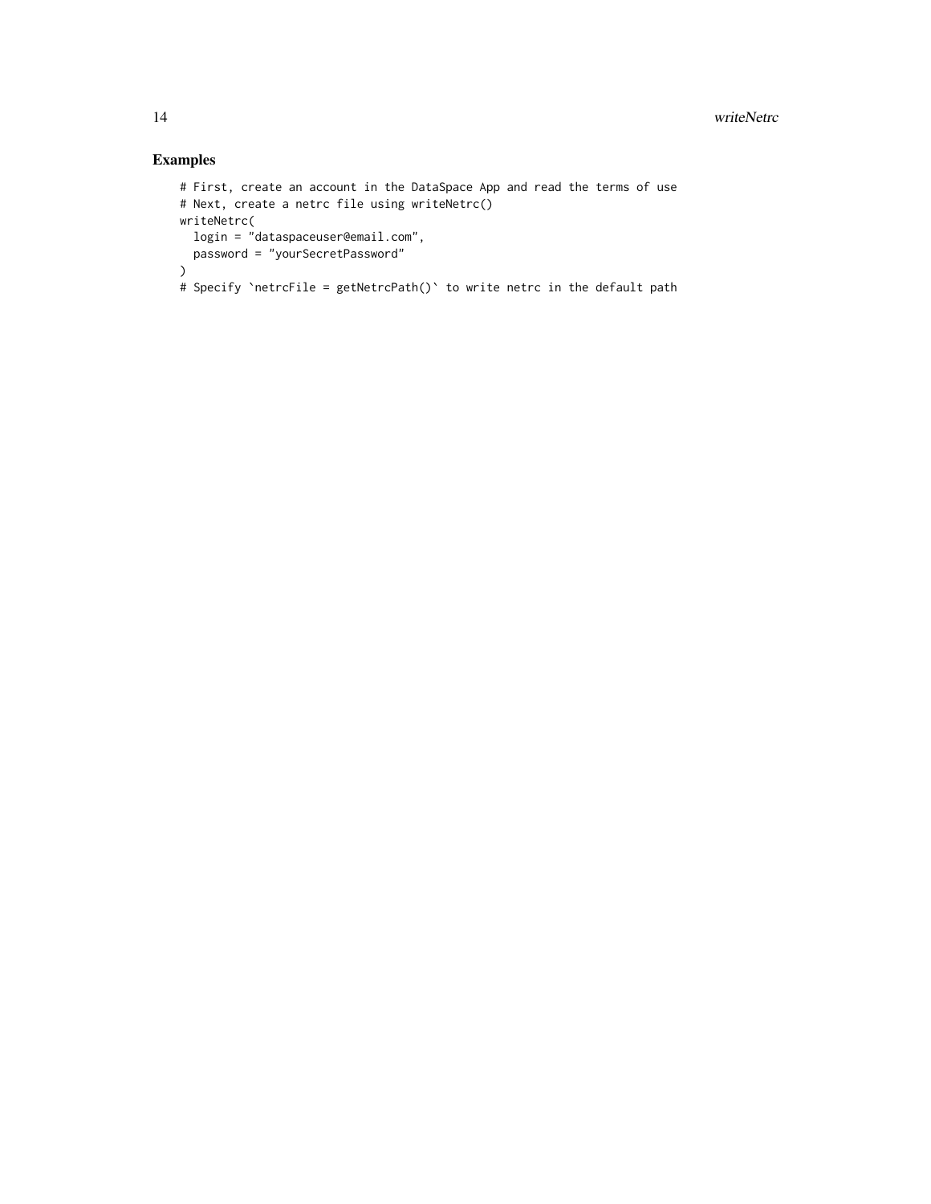## Examples

```
# First, create an account in the DataSpace App and read the terms of use
# Next, create a netrc file using writeNetrc()
writeNetrc(
  login = "dataspaceuser@email.com",
  password = "yourSecretPassword"
)
# Specify `netrcFile = getNetrcPath()` to write netrc in the default path
```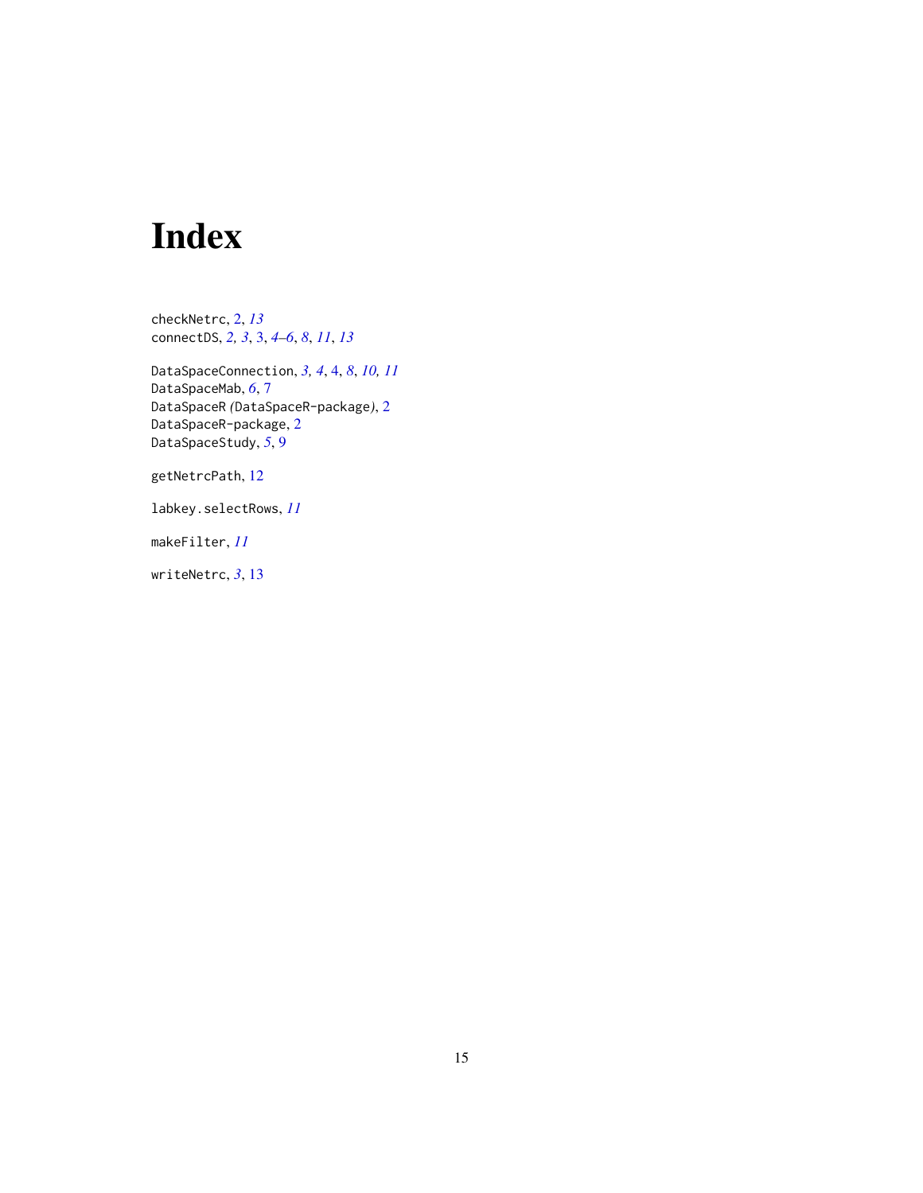# Index

checkNetrc, 2, *13*
connectDS, *2, 3*, 3, *4–6*, *8*, *11*, *13*

DataSpaceConnection, *3, 4*, 4, *8*, *10, 11*
DataSpaceMab, *6*, 7
DataSpaceR (DataSpaceR-package), 2
DataSpaceR-package, 2
DataSpaceStudy, *5*, 9

getNetrcPath, 12

labkey.selectRows, *11*

makeFilter, *11*

writeNetrc, *3*, 13